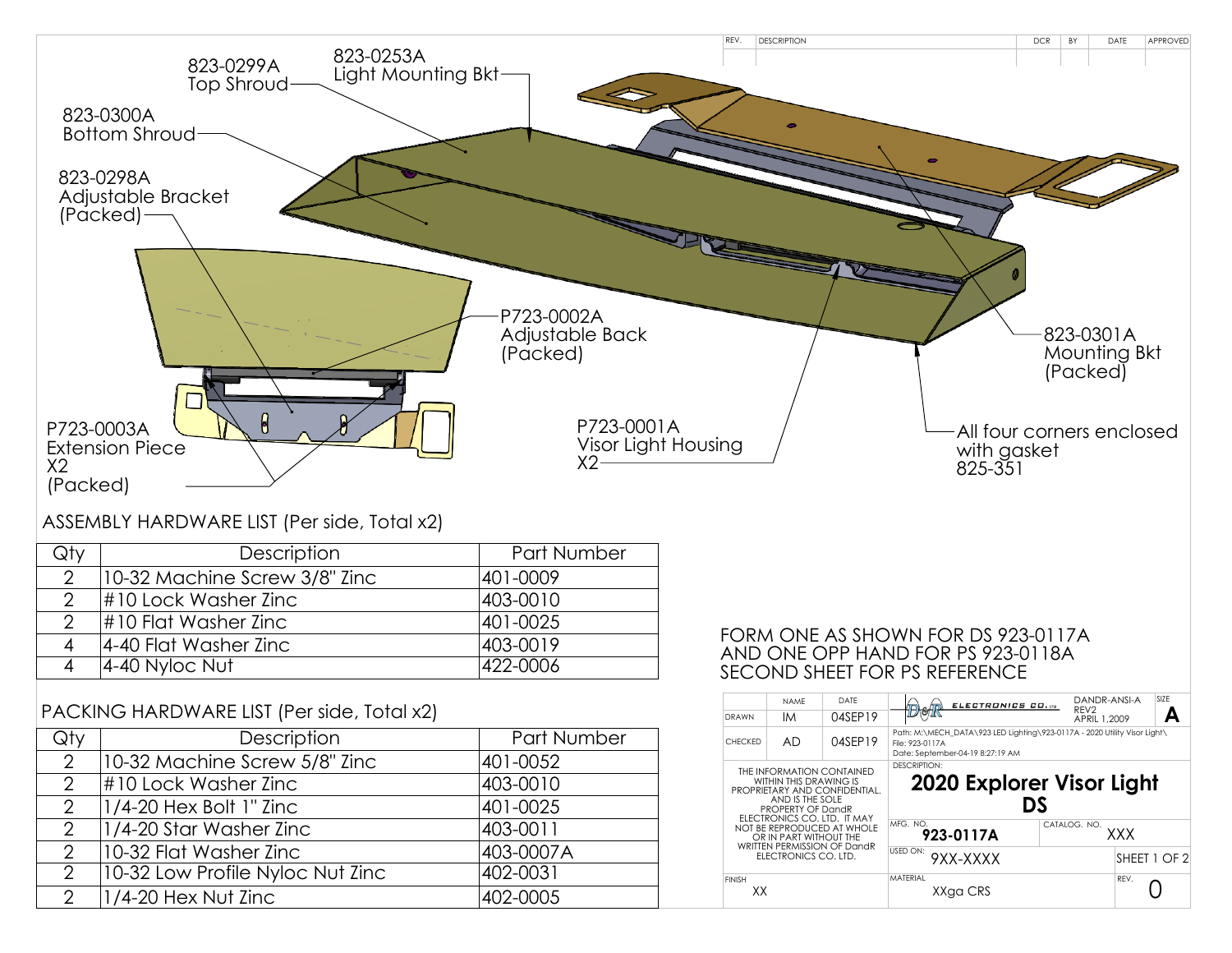823-0299A Top Shroud

823-0253A Light Mounting Bkt

823-0300A Bottom Shroud

823-0298A Adjustable Bracket (Packed)

P723-0002A Adjustable Back (Packed)

P723-0003A Extension Piece X2 (Packed)

P723-0001A Visor Light Housing X2

823-0301A Mounting Bkt (Packed)

All four corners enclosed with gasket 825-351

| REV. | DESCRIPTION | DCR | BY | DATE | APPROVED |
|---|---|---|---|---|---|
| | | | | | |

## ASSEMBLY HARDWARE LIST (Per side, Total x2)

| Qty | Description | Part Number |
|---|---|---|
| 2 | 10-32 Machine Screw 3/8" Zinc | 401-0009 |
| 2 | #10 Lock Washer Zinc | 403-0010 |
| 2 | #10 Flat Washer Zinc | 401-0025 |
| 4 | 4-40 Flat Washer Zinc | 403-0019 |
| 4 | 4-40 Nyloc Nut | 422-0006 |

## PACKING HARDWARE LIST (Per side, Total x2)

| Qty | Description | Part Number |
|---|---|---|
| 2 | 10-32 Machine Screw 5/8" Zinc | 401-0052 |
| 2 | #10 Lock Washer Zinc | 403-0010 |
| 2 | 1/4-20 Hex Bolt 1" Zinc | 401-0025 |
| 2 | 1/4-20 Star Washer Zinc | 403-0011 |
| 2 | 10-32 Flat Washer Zinc | 403-0007A |
| 2 | 10-32 Low Profile Nyloc Nut Zinc | 402-0031 |
| 2 | 1/4-20 Hex Nut Zinc | 402-0005 |

FORM ONE AS SHOWN FOR DS 923-0117A
AND ONE OPP HAND FOR PS 923-0118A
SECOND SHEET FOR PS REFERENCE

| | NAME | DATE |
|---|---|---|
| DRAWN | IM | 04SEP19 |
| CHECKED | AD | 04SEP19 |

THE INFORMATION CONTAINED WITHIN THIS DRAWING IS PROPRIETARY AND CONFIDENTIAL. AND IS THE SOLE PROPERTY OF DandR ELECTRONICS CO. LTD. IT MAY NOT BE REPRODUCED AT WHOLE OR IN PART WITHOUT THE WRITTEN PERMISSION OF DandR ELECTRONICS CO. LTD.

D&R ELECTRONICS CO. LTD

DANDR-ANSI-A REV2 APRIL 1,2009

SIZE: A

Path: M:\MECH_DATA\923 LED Lighting\923-0117A - 2020 Utility Visor Light\
File: 923-0117A
Date: September-04-19 8:27:19 AM

DESCRIPTION:

**2020 Explorer Visor Light DS**

MFG. NO. 923-0117A

CATALOG. NO. XXX

USED ON: 9XX-XXXX

FINISH: XX

MATERIAL: XXga CRS

REV. 0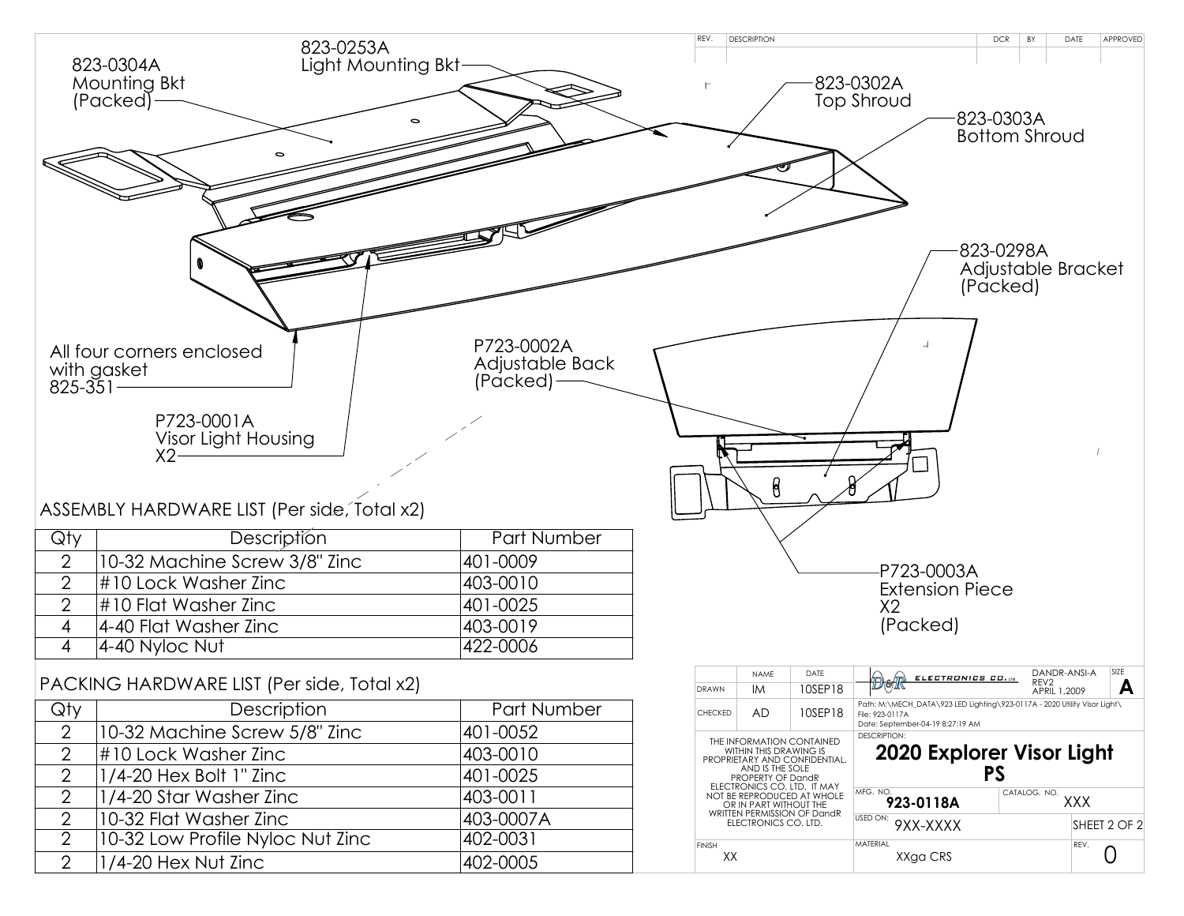823-0304A
Mounting Bkt
(Packed)

823-0253A
Light Mounting Bkt

823-0302A
Top Shroud

823-0303A
Bottom Shroud

823-0298A
Adjustable Bracket
(Packed)

All four corners enclosed
with gasket
825-351

P723-0002A
Adjustable Back
(Packed)

P723-0001A
Visor Light Housing
X2

P723-0003A
Extension Piece
X2
(Packed)

## ASSEMBLY HARDWARE LIST (Per side, Total x2)

| Qty | Description | Part Number |
|---|---|---|
| 2 | 10-32 Machine Screw 3/8" Zinc | 401-0009 |
| 2 | #10 Lock Washer Zinc | 403-0010 |
| 2 | #10 Flat Washer Zinc | 401-0025 |
| 4 | 4-40 Flat Washer Zinc | 403-0019 |
| 4 | 4-40 Nyloc Nut | 422-0006 |

## PACKING HARDWARE LIST (Per side, Total x2)

| Qty | Description | Part Number |
|---|---|---|
| 2 | 10-32 Machine Screw 5/8" Zinc | 401-0052 |
| 2 | #10 Lock Washer Zinc | 403-0010 |
| 2 | 1/4-20 Hex Bolt 1" Zinc | 401-0025 |
| 2 | 1/4-20 Star Washer Zinc | 403-0011 |
| 2 | 10-32 Flat Washer Zinc | 403-0007A |
| 2 | 10-32 Low Profile Nyloc Nut Zinc | 402-0031 |
| 2 | 1/4-20 Hex Nut Zinc | 402-0005 |

| REV. | DESCRIPTION | DCR | BY | DATE | APPROVED |
|---|---|---|---|---|---|
| | | | | | |

| | NAME | DATE |
|---|---|---|
| DRAWN | IM | 10SEP18 |
| CHECKED | AD | 10SEP18 |

THE INFORMATION CONTAINED WITHIN THIS DRAWING IS PROPRIETARY AND CONFIDENTIAL. AND IS THE SOLE PROPERTY OF DandR ELECTRONICS CO. LTD. IT MAY NOT BE REPRODUCED AT WHOLE OR IN PART WITHOUT THE WRITTEN PERMISSION OF DandR ELECTRONICS CO. LTD.

D&R ELECTRONICS CO. LTD

DANDR-ANSI-A
REV2
APRIL 1,2009

SIZE **A**

Path: M:\MECH_DATA\923 LED Lighting\923-0117A - 2020 Utility Visor Light\
File: 923-0117A
Date: September-04-19 8:27:19 AM

DESCRIPTION:
**2020 Explorer Visor Light PS**

MFG. NO. **923-0118A**

CATALOG. NO. XXX

USED ON: 9XX-XXXX

SHEET 2 OF 2

FINISH XX

MATERIAL XXga CRS

REV. 0